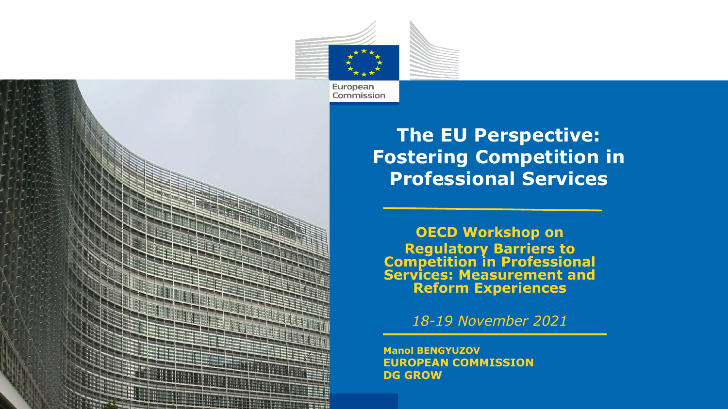European Commission

# The EU Perspective: Fostering Competition in Professional Services

**OECD Workshop on Regulatory Barriers to Competition in Professional Services: Measurement and Reform Experiences**

*18-19 November 2021*

**Manol BENGYUZOV**
**EUROPEAN COMMISSION**
**DG GROW**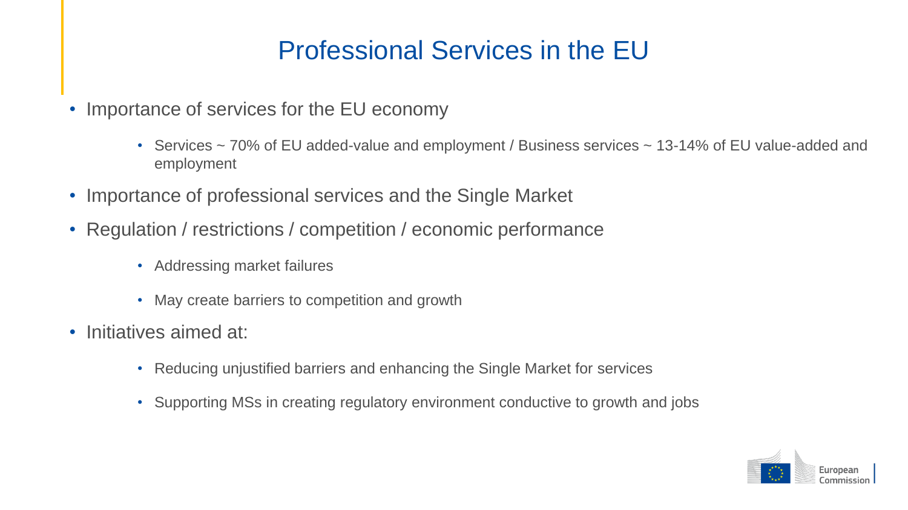# Professional Services in the EU

- Importance of services for the EU economy
  - Services ~ 70% of EU added-value and employment / Business services ~ 13-14% of EU value-added and employment
- Importance of professional services and the Single Market
- Regulation / restrictions / competition / economic performance
  - Addressing market failures
  - May create barriers to competition and growth
- Initiatives aimed at:
  - Reducing unjustified barriers and enhancing the Single Market for services
  - Supporting MSs in creating regulatory environment conductive to growth and jobs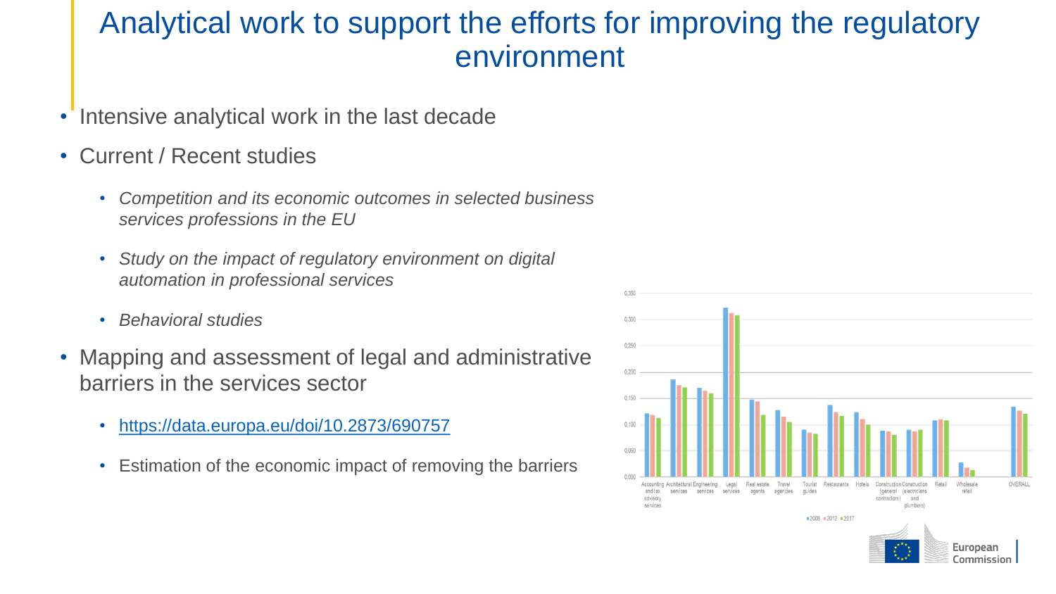# Analytical work to support the efforts for improving the regulatory environment

- Intensive analytical work in the last decade
- Current / Recent studies
  - *Competition and its economic outcomes in selected business services professions in the EU*
  - *Study on the impact of regulatory environment on digital automation in professional services*
  - *Behavioral studies*
- Mapping and assessment of legal and administrative barriers in the services sector
  - https://data.europa.eu/doi/10.2873/690757
  - Estimation of the economic impact of removing the barriers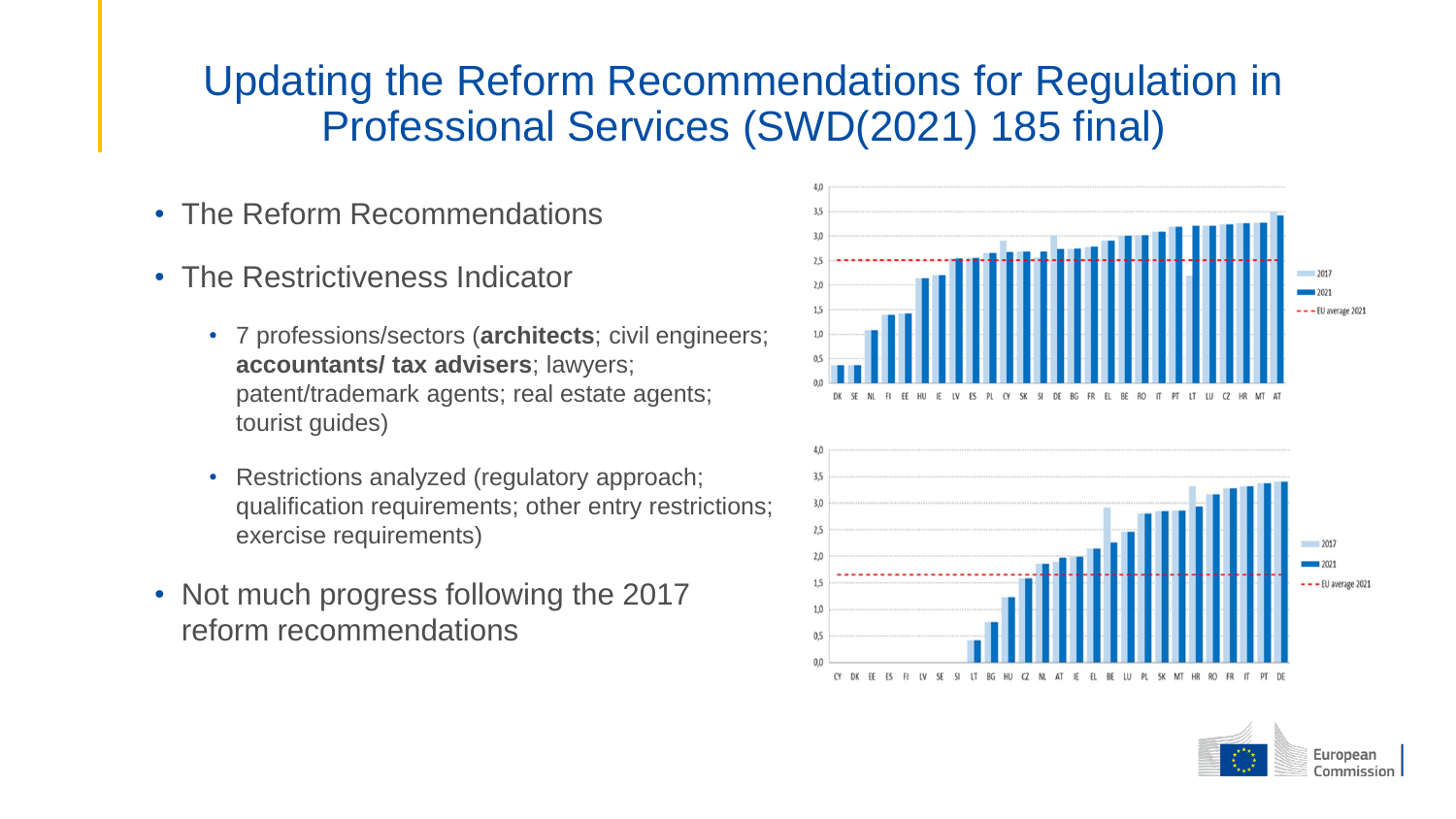# Updating the Reform Recommendations for Regulation in Professional Services (SWD(2021) 185 final)

- The Reform Recommendations
- The Restrictiveness Indicator
  - 7 professions/sectors (**architects**; civil engineers; **accountants/ tax advisers**; lawyers; patent/trademark agents; real estate agents; tourist guides)
  - Restrictions analyzed (regulatory approach; qualification requirements; other entry restrictions; exercise requirements)
- Not much progress following the 2017 reform recommendations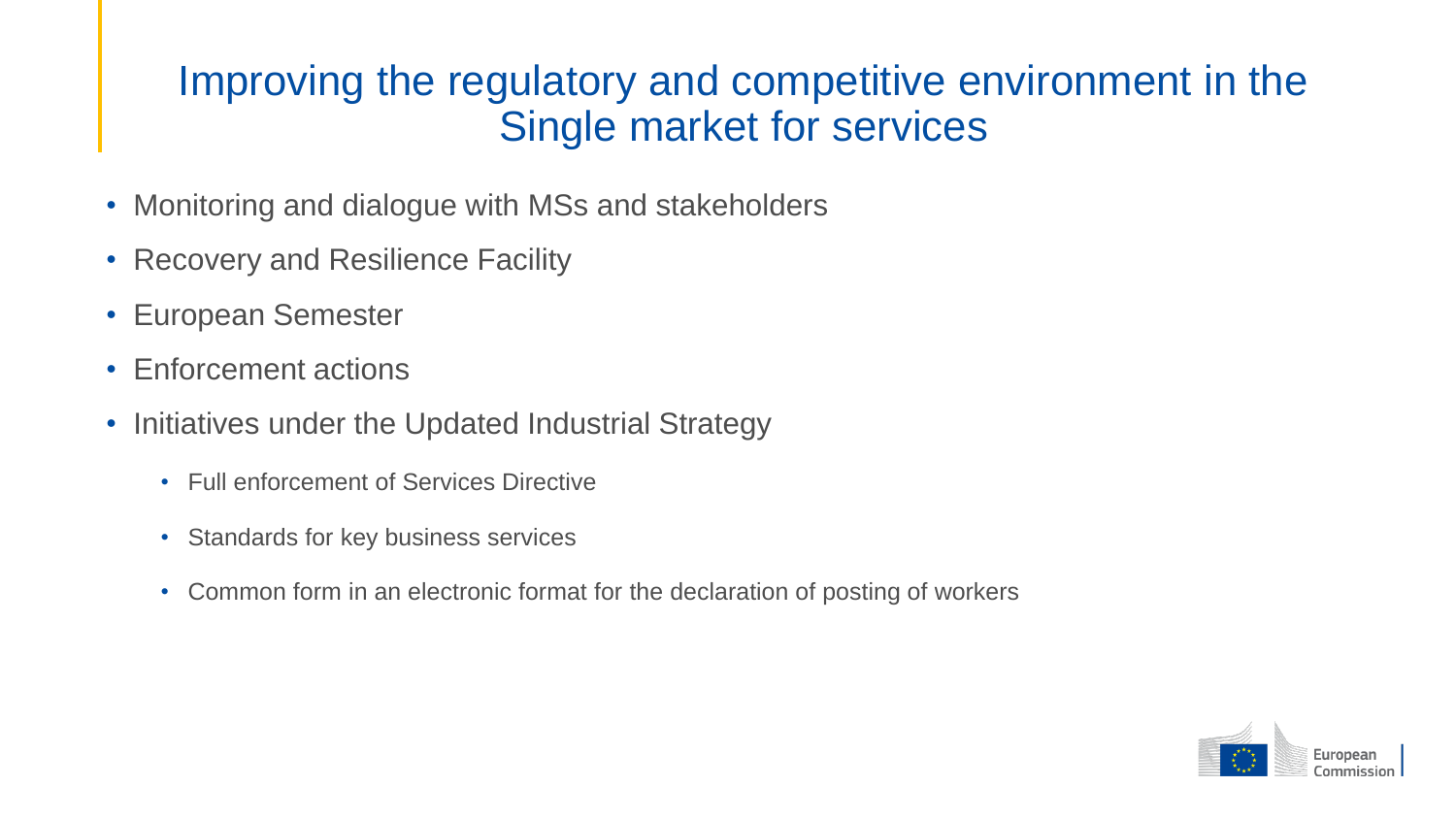# Improving the regulatory and competitive environment in the Single market for services

- Monitoring and dialogue with MSs and stakeholders
- Recovery and Resilience Facility
- European Semester
- Enforcement actions
- Initiatives under the Updated Industrial Strategy
  - Full enforcement of Services Directive
  - Standards for key business services
  - Common form in an electronic format for the declaration of posting of workers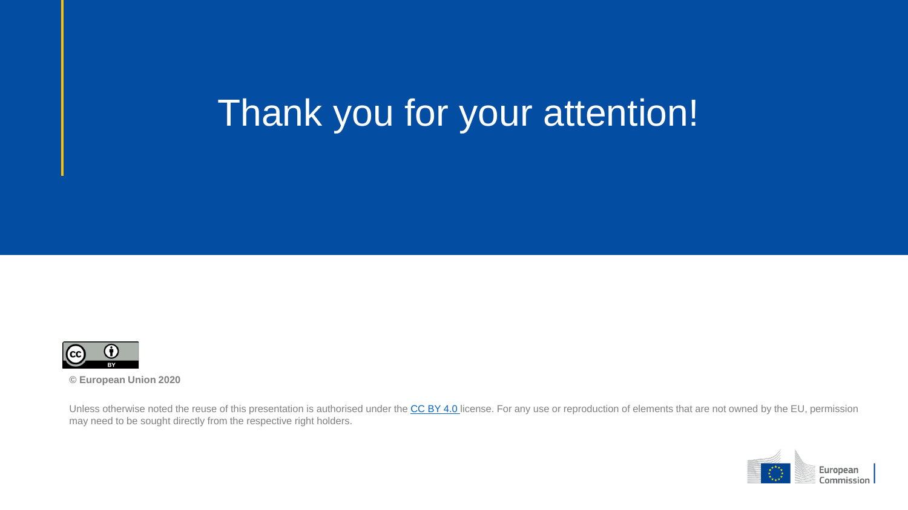# Thank you for your attention!

**© European Union 2020**

Unless otherwise noted the reuse of this presentation is authorised under the CC BY 4.0 license. For any use or reproduction of elements that are not owned by the EU, permission may need to be sought directly from the respective right holders.

European Commission